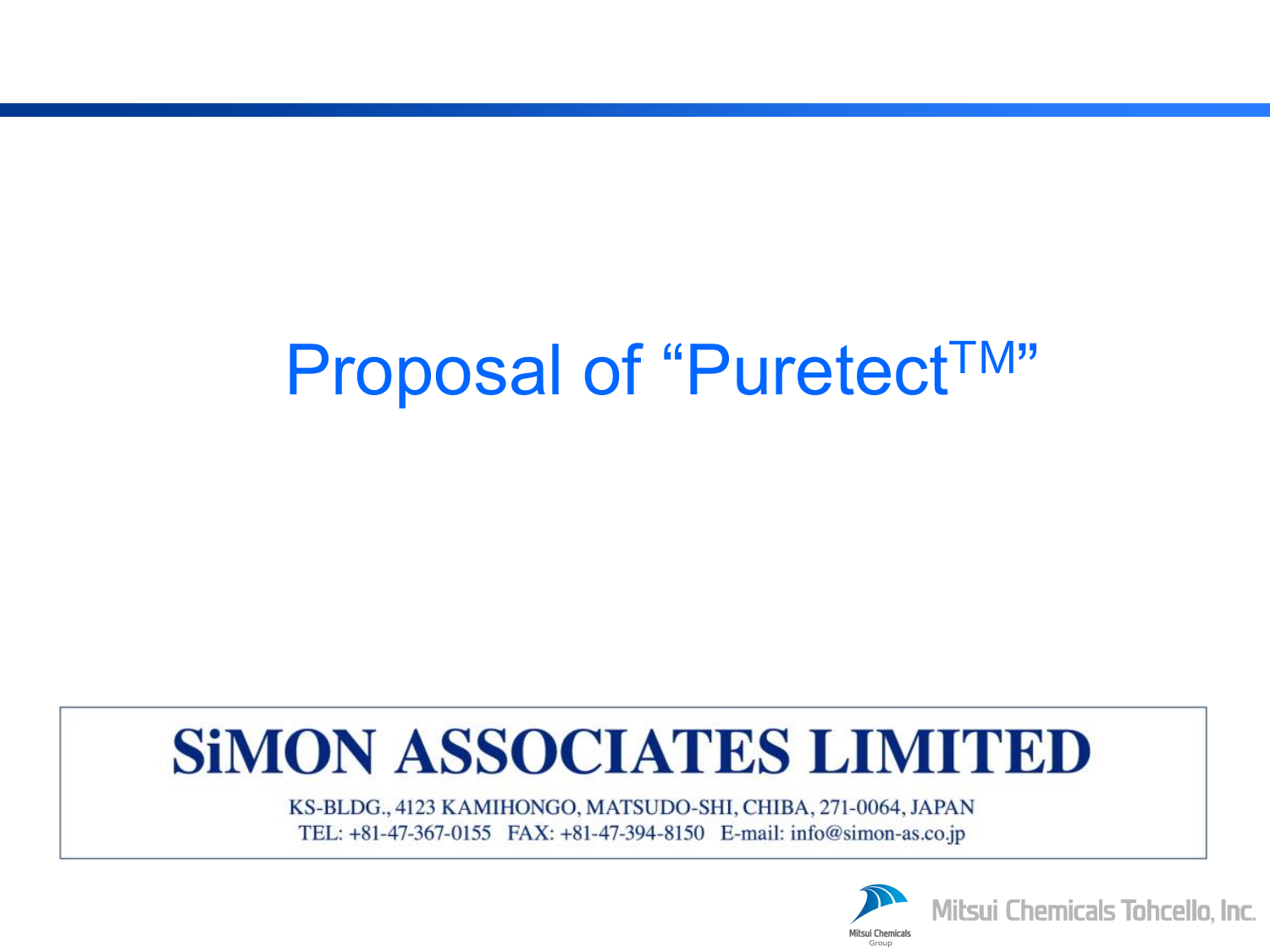# Proposal of "Puretect™"

**SiMON ASSOCIATES LIMITED**

KS-BLDG., 4123 KAMIHONGO, MATSUDO-SHI, CHIBA, 271-0064, JAPAN
TEL: +81-47-367-0155 FAX: +81-47-394-8150 E-mail: info@simon-as.co.jp

Mitsui Chemicals Group

Mitsui Chemicals Tohcello, Inc.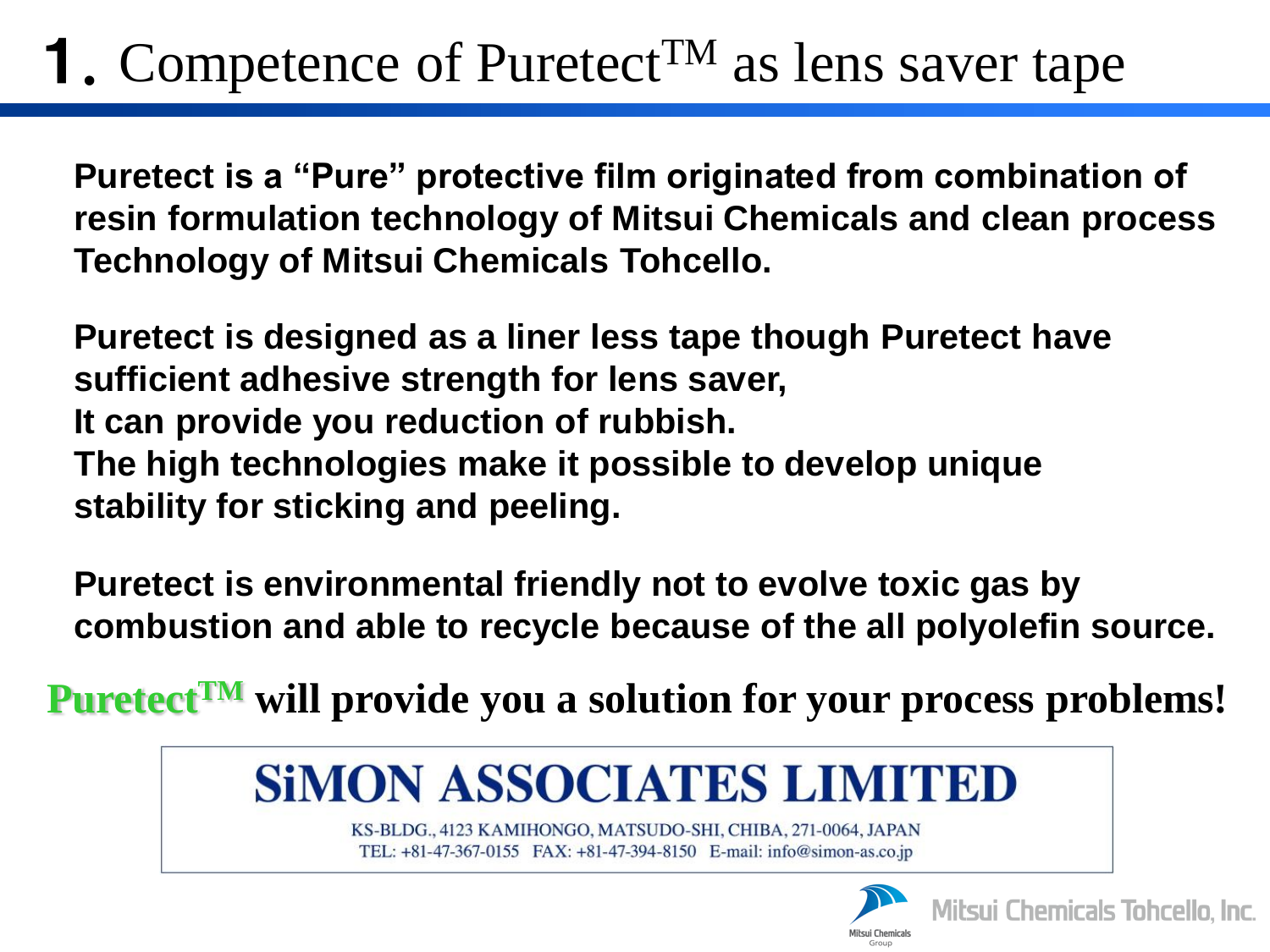# 1. Competence of Puretect$^{TM}$ as lens saver tape

**Puretect is a "Pure" protective film originated from combination of resin formulation technology of Mitsui Chemicals and clean process Technology of Mitsui Chemicals Tohcello.**

**Puretect is designed as a liner less tape though Puretect have sufficient adhesive strength for lens saver,**
**It can provide you reduction of rubbish.**
**The high technologies make it possible to develop unique stability for sticking and peeling.**

**Puretect is environmental friendly not to evolve toxic gas by combustion and able to recycle because of the all polyolefin source.**

**Puretect$^{TM}$ will provide you a solution for your process problems!**

**SiMON ASSOCIATES LIMITED**

KS-BLDG., 4123 KAMIHONGO, MATSUDO-SHI, CHIBA, 271-0064, JAPAN
TEL: +81-47-367-0155 FAX: +81-47-394-8150 E-mail: info@simon-as.co.jp

Mitsui Chemicals Group

Mitsui Chemicals Tohcello, Inc.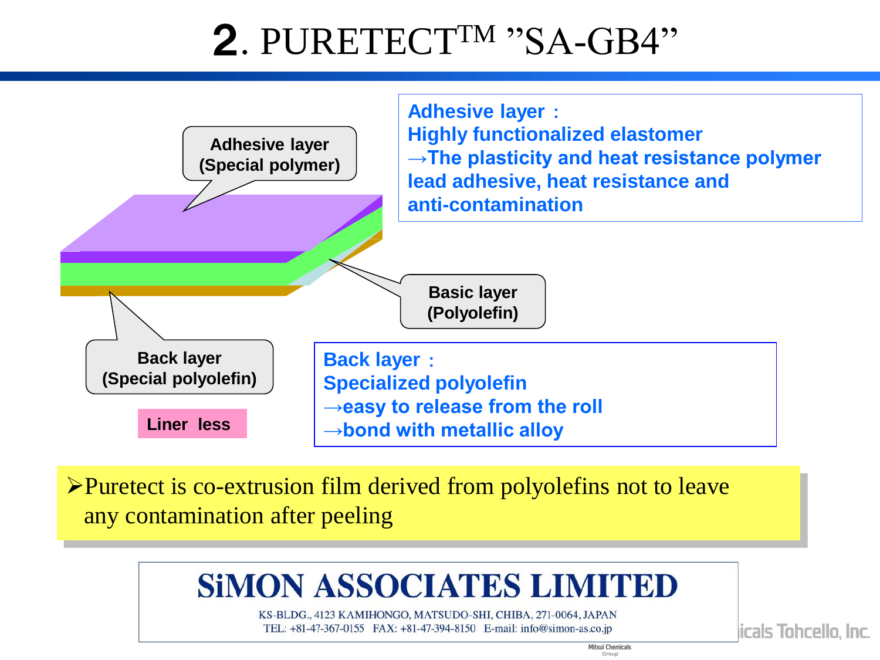# 2. PURETECT™ "SA-GB4"

Adhesive layer (Special polymer)

Basic layer (Polyolefin)

Back layer (Special polyolefin)

Liner less

**Adhesive layer：**
**Highly functionalized elastomer**
**→The plasticity and heat resistance polymer lead adhesive, heat resistance and anti-contamination**

**Back layer：**
**Specialized polyolefin**
**→easy to release from the roll**
**→bond with metallic alloy**

- Puretect is co-extrusion film derived from polyolefins not to leave any contamination after peeling

**SiMON ASSOCIATES LIMITED**

KS-BLDG., 4123 KAMIHONGO, MATSUDO-SHI, CHIBA, 271-0064, JAPAN
TEL: +81-47-367-0155 FAX: +81-47-394-8150 E-mail: info@simon-as.co.jp

icals Tohcello, Inc.
Mitsui Chemicals Group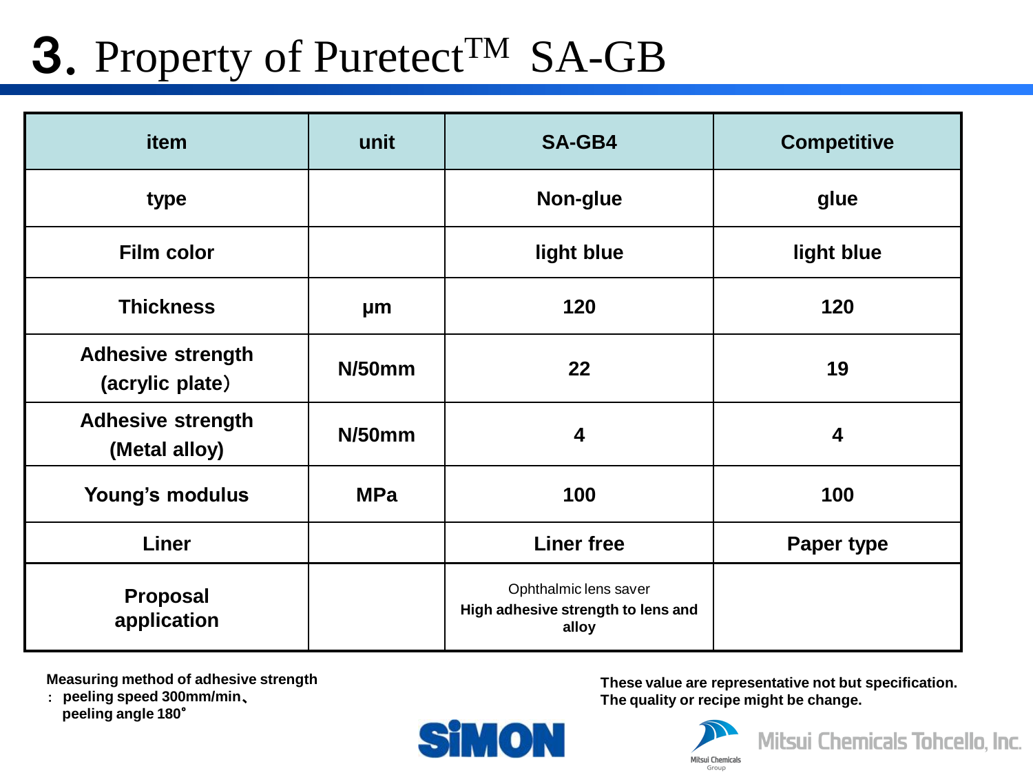# 3. Property of Puretect[TM] SA-GB

| item | unit | SA-GB4 | Competitive |
|---|---|---|---|
| type | | Non-glue | glue |
| Film color | | light blue | light blue |
| Thickness | μm | 120 | 120 |
| Adhesive strength (acrylic plate) | N/50mm | 22 | 19 |
| Adhesive strength (Metal alloy) | N/50mm | 4 | 4 |
| Young's modulus | MPa | 100 | 100 |
| Liner | | Liner free | Paper type |
| Proposal application | | Ophthalmic lens saver **High adhesive strength to lens and alloy** | |

**Measuring method of adhesive strength**
**: peeling speed 300mm/min、**
**peeling angle 180°**

**These value are representative not but specification.**
**The quality or recipe might be change.**

SiMON

Mitsui Chemicals Group

Mitsui Chemicals Tohcello, Inc.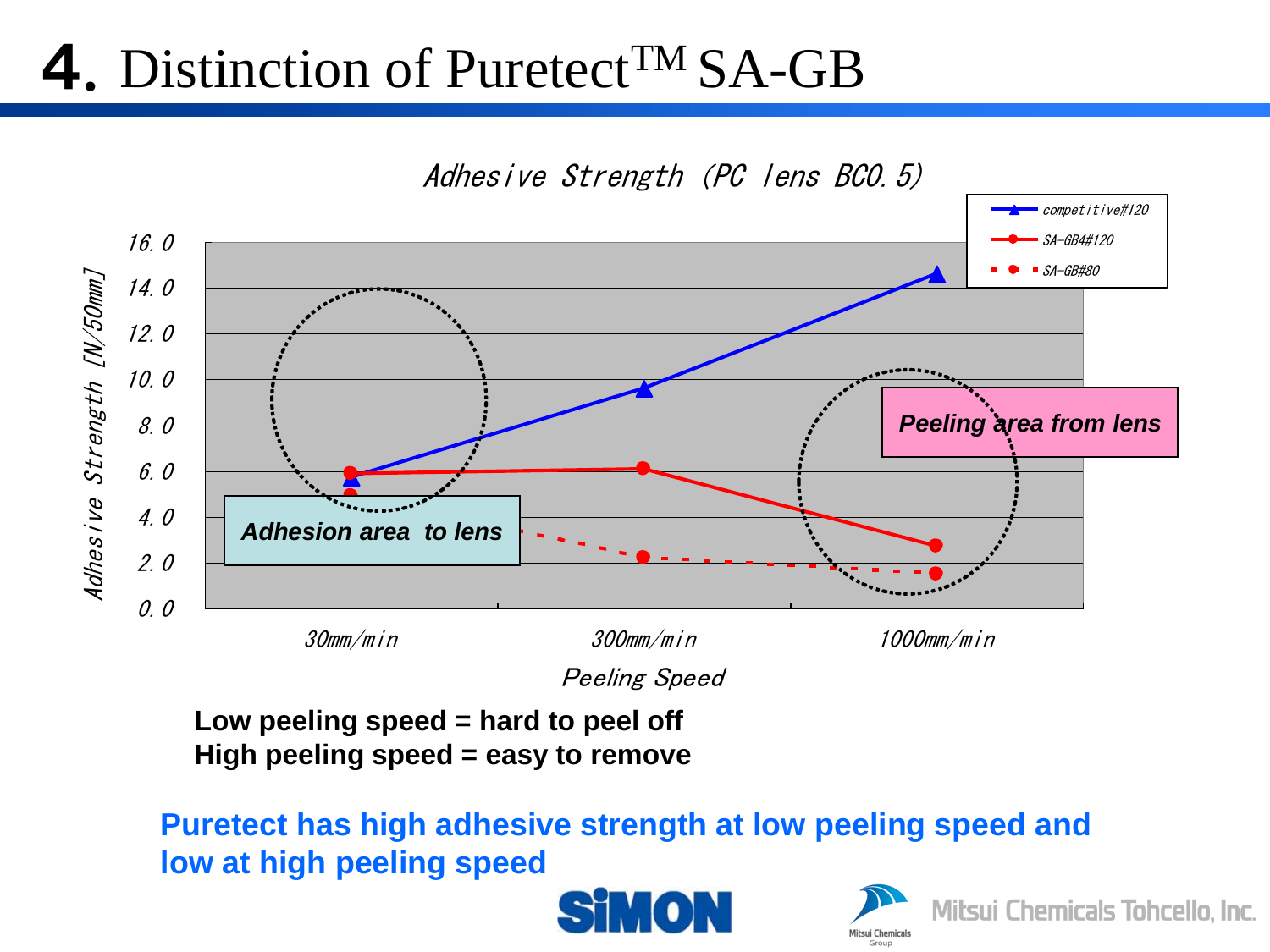# 4. Distinction of Puretect™ SA-GB

Adhesive Strength (PC lens BC0.5)

Adhesive Strength [N/50mm]

| Peeling Speed | competitive#120 | SA-GB4#120 | SA-GB#80 |
|---|---|---|---|
| 30mm/min | 5.7 | 5.9 | 4.9 |
| 300mm/min | 9.6 | 6.1 | 2.2 |
| 1000mm/min | 14.6 | 2.8 | 1.5 |

Adhesion area to lens

Peeling area from lens

**Low peeling speed = hard to peel off**
**High peeling speed = easy to remove**

**Puretect has high adhesive strength at low peeling speed and low at high peeling speed**

SiMON

Mitsui Chemicals Group

Mitsui Chemicals Tohcello, Inc.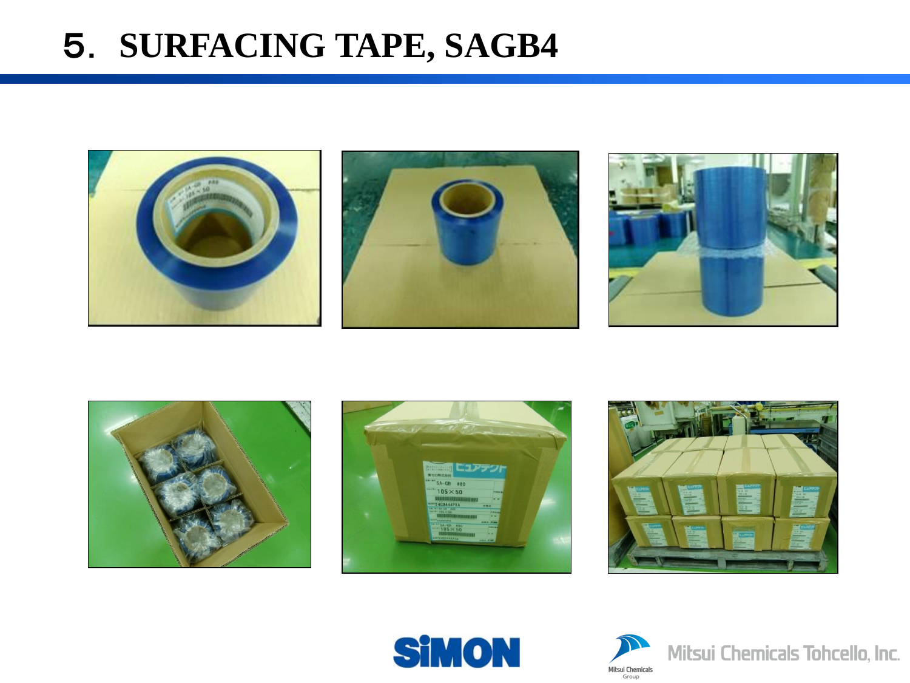# 5. SURFACING TAPE, SAGB4

SiMON

Mitsui Chemicals Tohcello, Inc.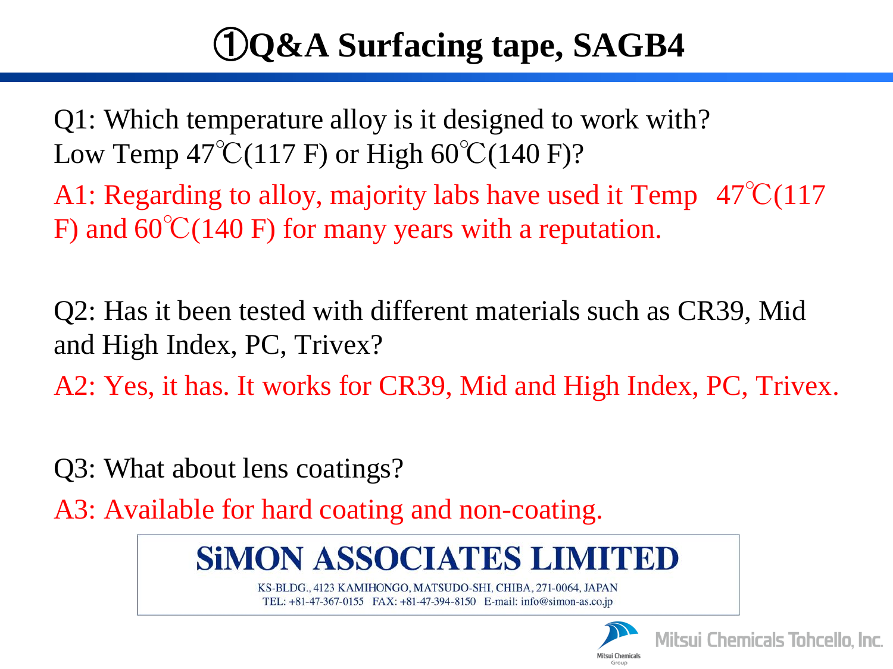# ①Q&A Surfacing tape, SAGB4

Q1: Which temperature alloy is it designed to work with? Low Temp 47℃(117 F) or High 60℃(140 F)?

A1: Regarding to alloy, majority labs have used it Temp 47℃(117 F) and 60℃(140 F) for many years with a reputation.

Q2: Has it been tested with different materials such as CR39, Mid and High Index, PC, Trivex?

A2: Yes, it has. It works for CR39, Mid and High Index, PC, Trivex.

Q3: What about lens coatings?

A3: Available for hard coating and non-coating.

**SiMON ASSOCIATES LIMITED**

KS-BLDG., 4123 KAMIHONGO, MATSUDO-SHI, CHIBA, 271-0064, JAPAN
TEL: +81-47-367-0155 FAX: +81-47-394-8150 E-mail: info@simon-as.co.jp

Mitsui Chemicals Group

Mitsui Chemicals Tohcello, Inc.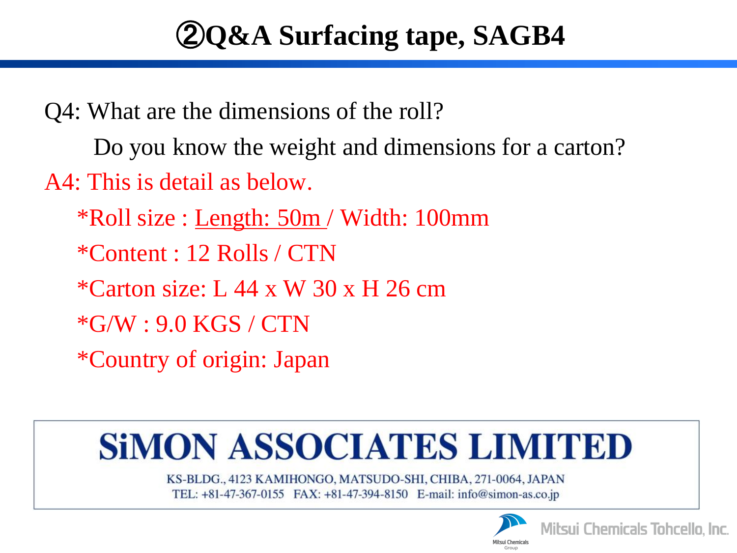# ②Q&A Surfacing tape, SAGB4

Q4: What are the dimensions of the roll?

Do you know the weight and dimensions for a carton?

A4: This is detail as below.

*Roll size : Length: 50m / Width: 100mm

*Content : 12 Rolls / CTN

*Carton size: L 44 x W 30 x H 26 cm

*G/W : 9.0 KGS / CTN

*Country of origin: Japan

**SiMON ASSOCIATES LIMITED**

KS-BLDG., 4123 KAMIHONGO, MATSUDO-SHI, CHIBA, 271-0064, JAPAN

TEL: +81-47-367-0155 FAX: +81-47-394-8150 E-mail: info@simon-as.co.jp

Mitsui Chemicals Group

Mitsui Chemicals Tohcello, Inc.